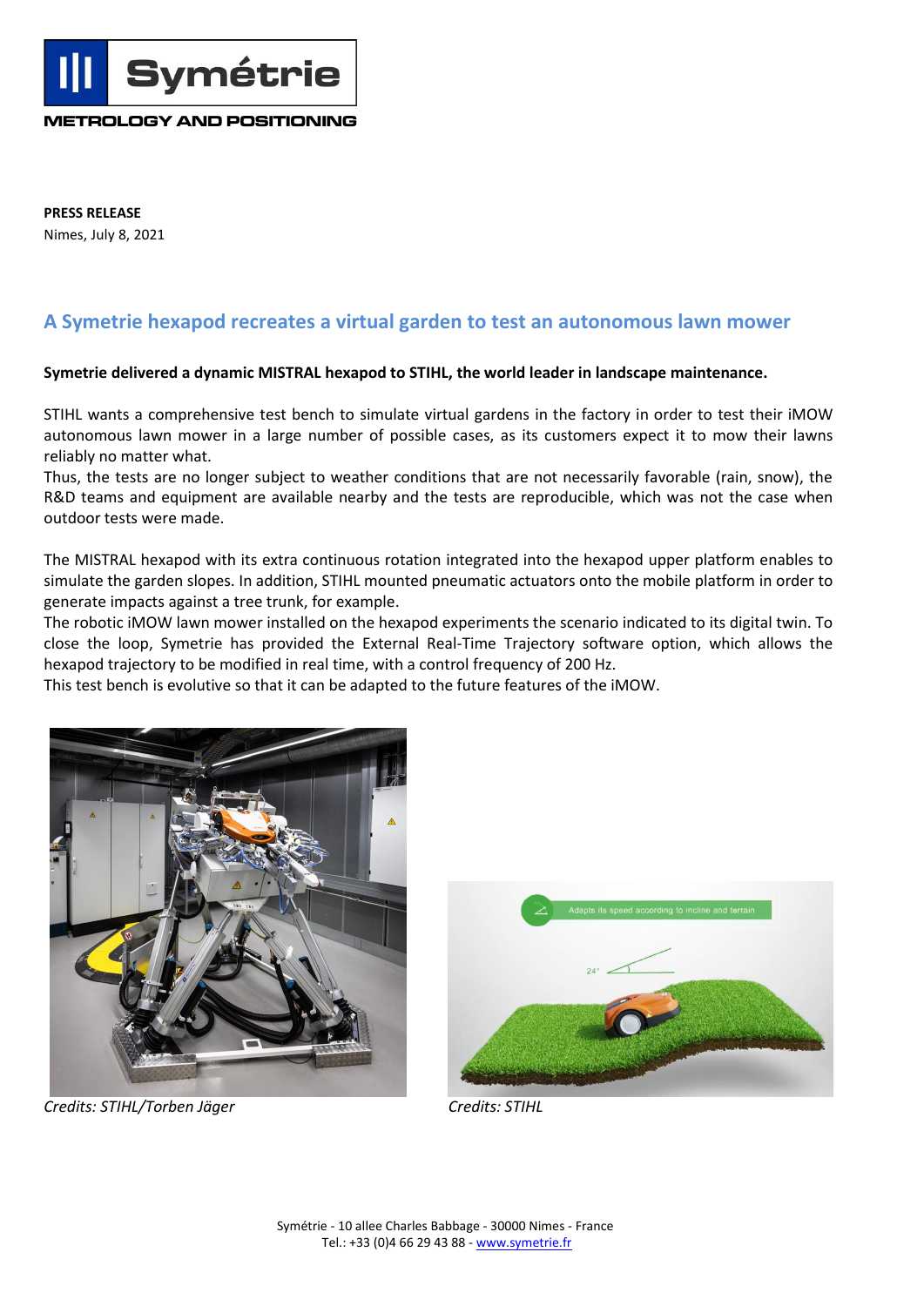Symétrie

METROLOGY AND POSITIONING

**PRESS RELEASE**
Nimes, July 8, 2021

## A Symetrie hexapod recreates a virtual garden to test an autonomous lawn mower

**Symetrie delivered a dynamic MISTRAL hexapod to STIHL, the world leader in landscape maintenance.**

STIHL wants a comprehensive test bench to simulate virtual gardens in the factory in order to test their iMOW autonomous lawn mower in a large number of possible cases, as its customers expect it to mow their lawns reliably no matter what.
Thus, the tests are no longer subject to weather conditions that are not necessarily favorable (rain, snow), the R&D teams and equipment are available nearby and the tests are reproducible, which was not the case when outdoor tests were made.

The MISTRAL hexapod with its extra continuous rotation integrated into the hexapod upper platform enables to simulate the garden slopes. In addition, STIHL mounted pneumatic actuators onto the mobile platform in order to generate impacts against a tree trunk, for example.
The robotic iMOW lawn mower installed on the hexapod experiments the scenario indicated to its digital twin. To close the loop, Symetrie has provided the External Real-Time Trajectory software option, which allows the hexapod trajectory to be modified in real time, with a control frequency of 200 Hz.
This test bench is evolutive so that it can be adapted to the future features of the iMOW.

*Credits: STIHL/Torben Jäger*

*Credits: STIHL*

Symétrie - 10 allee Charles Babbage - 30000 Nimes - France
Tel.: +33 (0)4 66 29 43 88 - www.symetrie.fr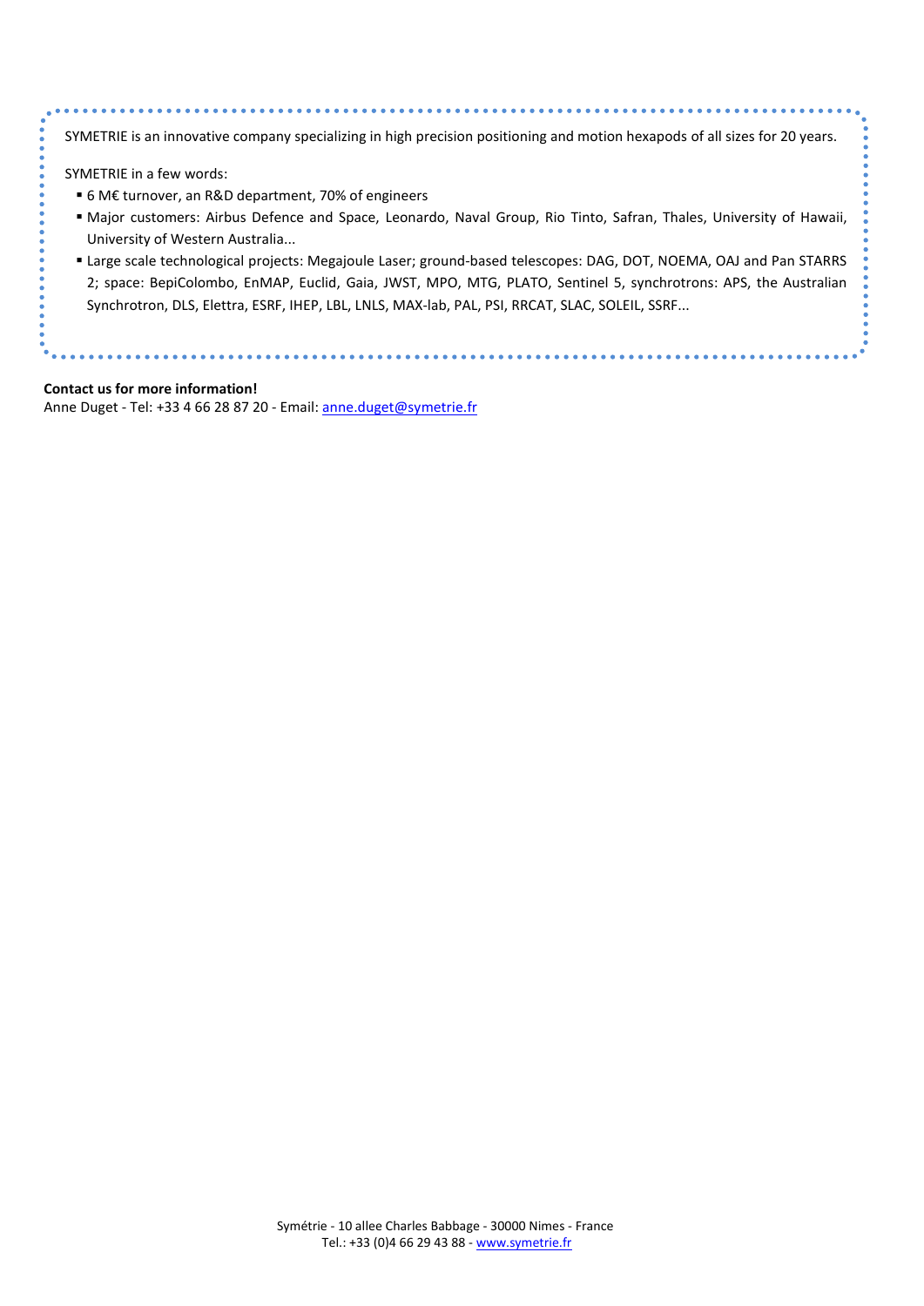SYMETRIE is an innovative company specializing in high precision positioning and motion hexapods of all sizes for 20 years.

SYMETRIE in a few words:

- 6 M€ turnover, an R&D department, 70% of engineers
- Major customers: Airbus Defence and Space, Leonardo, Naval Group, Rio Tinto, Safran, Thales, University of Hawaii, University of Western Australia...
- Large scale technological projects: Megajoule Laser; ground-based telescopes: DAG, DOT, NOEMA, OAJ and Pan STARRS 2; space: BepiColombo, EnMAP, Euclid, Gaia, JWST, MPO, MTG, PLATO, Sentinel 5, synchrotrons: APS, the Australian Synchrotron, DLS, Elettra, ESRF, IHEP, LBL, LNLS, MAX-lab, PAL, PSI, RRCAT, SLAC, SOLEIL, SSRF...

**Contact us for more information!**
Anne Duget - Tel: +33 4 66 28 87 20 - Email: [anne.duget@symetrie.fr](mailto:anne.duget@symetrie.fr)

Symétrie - 10 allee Charles Babbage - 30000 Nimes - France
Tel.: +33 (0)4 66 29 43 88 - [www.symetrie.fr](http://www.symetrie.fr)